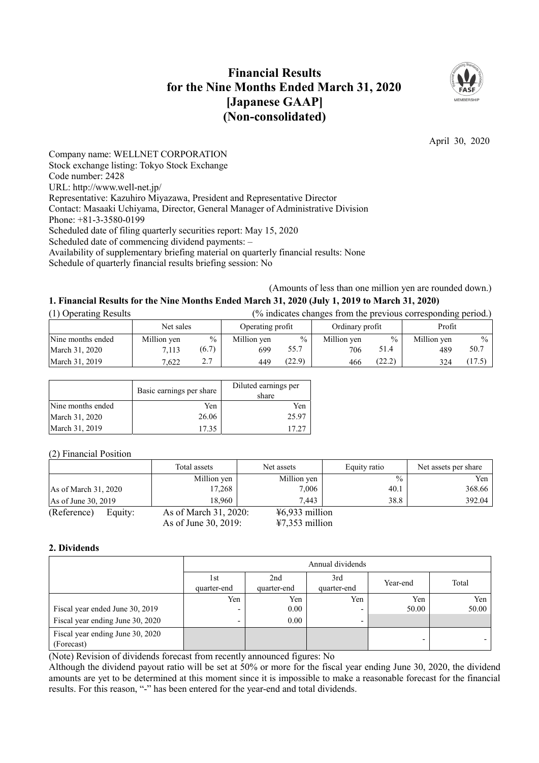# Financial Results for the Nine Months Ended March 31, 2020 [Japanese GAAP] (Non-consolidated)

April 30, 2020

Company name: WELLNET CORPORATION
Stock exchange listing: Tokyo Stock Exchange
Code number: 2428
URL: http://www.well-net.jp/
Representative: Kazuhiro Miyazawa, President and Representative Director
Contact: Masaaki Uchiyama, Director, General Manager of Administrative Division
Phone: +81-3-3580-0199
Scheduled date of filing quarterly securities report: May 15, 2020
Scheduled date of commencing dividend payments: –
Availability of supplementary briefing material on quarterly financial results: None
Schedule of quarterly financial results briefing session: No

(Amounts of less than one million yen are rounded down.)

## 1. Financial Results for the Nine Months Ended March 31, 2020 (July 1, 2019 to March 31, 2020)

(1) Operating Results (% indicates changes from the previous corresponding period.)

| | Net sales | | Operating profit | | Ordinary profit | | Profit | |
|---|---|---|---|---|---|---|---|---|
| Nine months ended | Million yen | % | Million yen | % | Million yen | % | Million yen | % |
| March 31, 2020 | 7,113 | (6.7) | 699 | 55.7 | 706 | 51.4 | 489 | 50.7 |
| March 31, 2019 | 7,622 | 2.7 | 449 | (22.9) | 466 | (22.2) | 324 | (17.5) |

| | Basic earnings per share | Diluted earnings per share |
|---|---|---|
| Nine months ended | Yen | Yen |
| March 31, 2020 | 26.06 | 25.97 |
| March 31, 2019 | 17.35 | 17.27 |

(2) Financial Position

| | Total assets | Net assets | Equity ratio | Net assets per share |
|---|---|---|---|---|
| | Million yen | Million yen | % | Yen |
| As of March 31, 2020 | 17,268 | 7,006 | 40.1 | 368.66 |
| As of June 30, 2019 | 18,960 | 7,443 | 38.8 | 392.04 |

(Reference) Equity: As of March 31, 2020: ¥6,933 million
As of June 30, 2019: ¥7,353 million

## 2. Dividends

| | Annual dividends | | | | |
|---|---|---|---|---|---|
| | 1st quarter-end | 2nd quarter-end | 3rd quarter-end | Year-end | Total |
| | Yen | Yen | Yen | Yen | Yen |
| Fiscal year ended June 30, 2019 | - | 0.00 | - | 50.00 | 50.00 |
| Fiscal year ending June 30, 2020 | - | 0.00 | - | | |
| Fiscal year ending June 30, 2020 (Forecast) | | | | - | - |

(Note) Revision of dividends forecast from recently announced figures: No

Although the dividend payout ratio will be set at 50% or more for the fiscal year ending June 30, 2020, the dividend amounts are yet to be determined at this moment since it is impossible to make a reasonable forecast for the financial results. For this reason, "-" has been entered for the year-end and total dividends.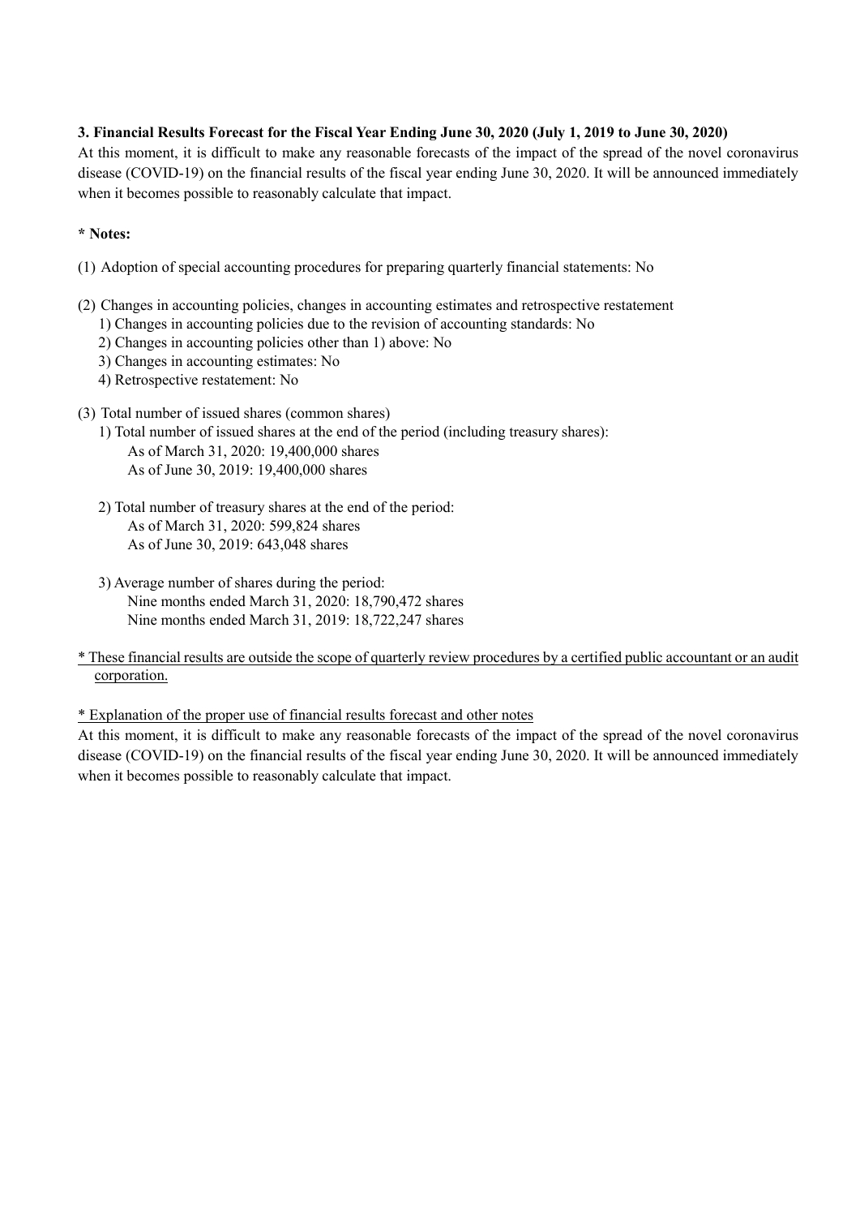### 3. Financial Results Forecast for the Fiscal Year Ending June 30, 2020 (July 1, 2019 to June 30, 2020)

At this moment, it is difficult to make any reasonable forecasts of the impact of the spread of the novel coronavirus disease (COVID-19) on the financial results of the fiscal year ending June 30, 2020. It will be announced immediately when it becomes possible to reasonably calculate that impact.

**\* Notes:**

(1) Adoption of special accounting procedures for preparing quarterly financial statements: No

(2) Changes in accounting policies, changes in accounting estimates and retrospective restatement

1) Changes in accounting policies due to the revision of accounting standards: No
2) Changes in accounting policies other than 1) above: No
3) Changes in accounting estimates: No
4) Retrospective restatement: No

(3) Total number of issued shares (common shares)

1) Total number of issued shares at the end of the period (including treasury shares):
   As of March 31, 2020: 19,400,000 shares
   As of June 30, 2019: 19,400,000 shares

2) Total number of treasury shares at the end of the period:
   As of March 31, 2020: 599,824 shares
   As of June 30, 2019: 643,048 shares

3) Average number of shares during the period:
   Nine months ended March 31, 2020: 18,790,472 shares
   Nine months ended March 31, 2019: 18,722,247 shares

\* These financial results are outside the scope of quarterly review procedures by a certified public accountant or an audit corporation.

\* Explanation of the proper use of financial results forecast and other notes

At this moment, it is difficult to make any reasonable forecasts of the impact of the spread of the novel coronavirus disease (COVID-19) on the financial results of the fiscal year ending June 30, 2020. It will be announced immediately when it becomes possible to reasonably calculate that impact.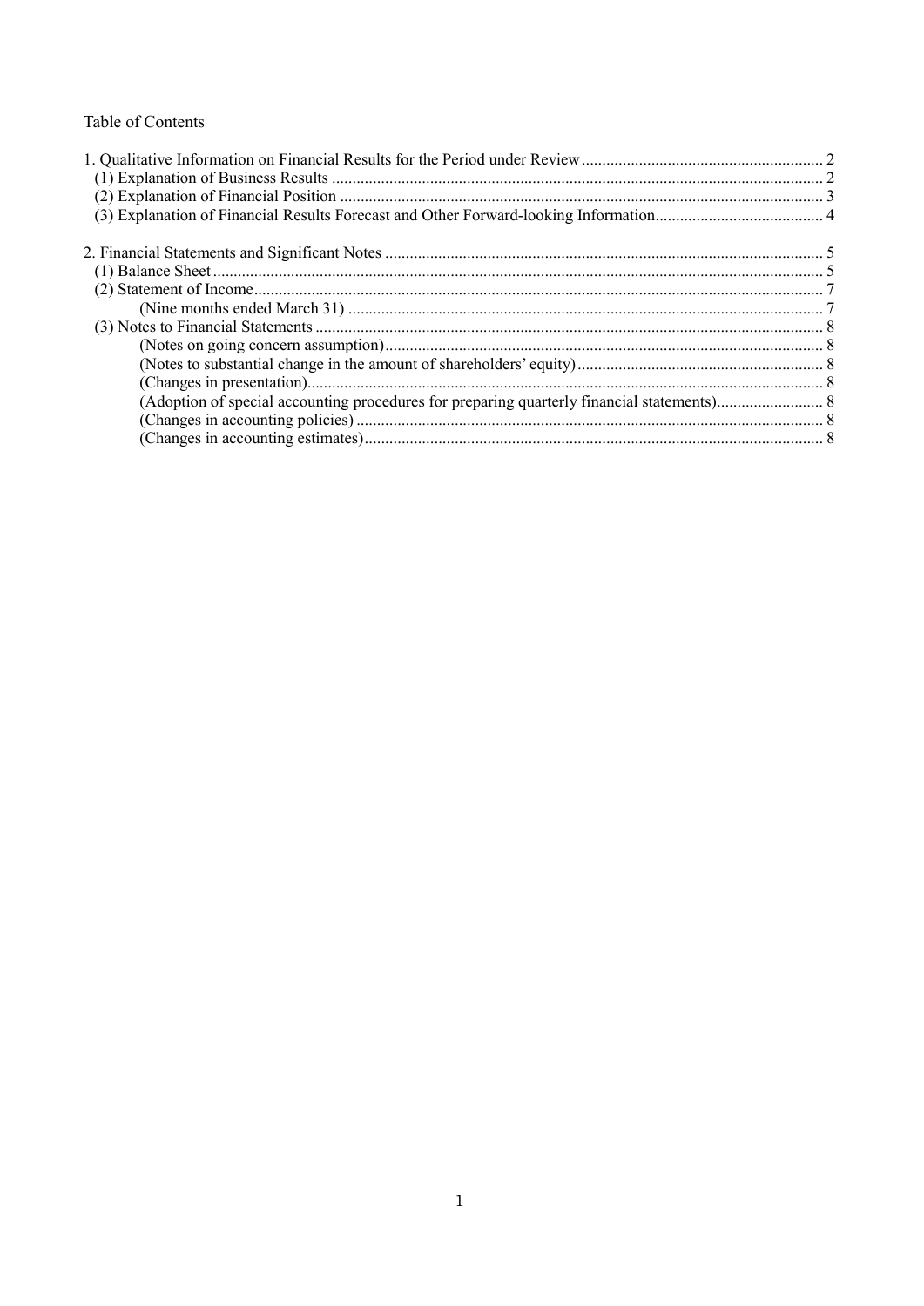Table of Contents

1. Qualitative Information on Financial Results for the Period under Review .......... 2
   (1) Explanation of Business Results .......... 2
   (2) Explanation of Financial Position .......... 3
   (3) Explanation of Financial Results Forecast and Other Forward-looking Information .......... 4

2. Financial Statements and Significant Notes .......... 5
   (1) Balance Sheet .......... 5
   (2) Statement of Income .......... 7
      (Nine months ended March 31) .......... 7
   (3) Notes to Financial Statements .......... 8
      (Notes on going concern assumption) .......... 8
      (Notes to substantial change in the amount of shareholders' equity) .......... 8
      (Changes in presentation) .......... 8
      (Adoption of special accounting procedures for preparing quarterly financial statements) .......... 8
      (Changes in accounting policies) .......... 8
      (Changes in accounting estimates) .......... 8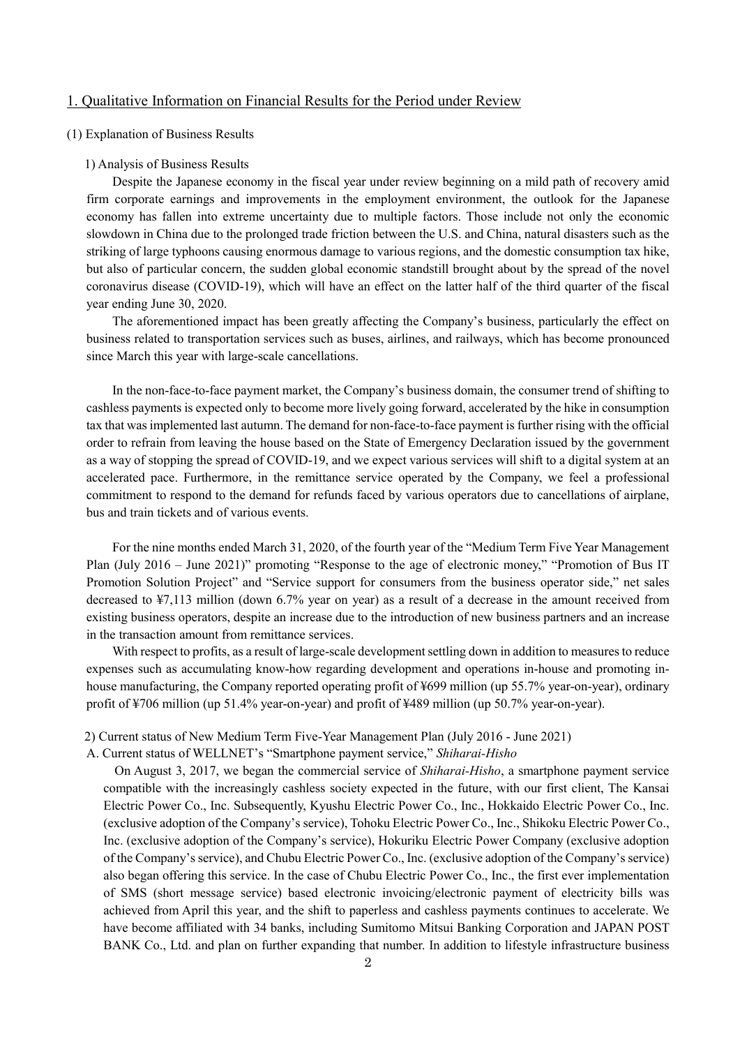## 1. Qualitative Information on Financial Results for the Period under Review

### (1) Explanation of Business Results

#### 1) Analysis of Business Results

Despite the Japanese economy in the fiscal year under review beginning on a mild path of recovery amid firm corporate earnings and improvements in the employment environment, the outlook for the Japanese economy has fallen into extreme uncertainty due to multiple factors. Those include not only the economic slowdown in China due to the prolonged trade friction between the U.S. and China, natural disasters such as the striking of large typhoons causing enormous damage to various regions, and the domestic consumption tax hike, but also of particular concern, the sudden global economic standstill brought about by the spread of the novel coronavirus disease (COVID-19), which will have an effect on the latter half of the third quarter of the fiscal year ending June 30, 2020.

The aforementioned impact has been greatly affecting the Company's business, particularly the effect on business related to transportation services such as buses, airlines, and railways, which has become pronounced since March this year with large-scale cancellations.

In the non-face-to-face payment market, the Company's business domain, the consumer trend of shifting to cashless payments is expected only to become more lively going forward, accelerated by the hike in consumption tax that was implemented last autumn. The demand for non-face-to-face payment is further rising with the official order to refrain from leaving the house based on the State of Emergency Declaration issued by the government as a way of stopping the spread of COVID-19, and we expect various services will shift to a digital system at an accelerated pace. Furthermore, in the remittance service operated by the Company, we feel a professional commitment to respond to the demand for refunds faced by various operators due to cancellations of airplane, bus and train tickets and of various events.

For the nine months ended March 31, 2020, of the fourth year of the "Medium Term Five Year Management Plan (July 2016 – June 2021)" promoting "Response to the age of electronic money," "Promotion of Bus IT Promotion Solution Project" and "Service support for consumers from the business operator side," net sales decreased to ¥7,113 million (down 6.7% year on year) as a result of a decrease in the amount received from existing business operators, despite an increase due to the introduction of new business partners and an increase in the transaction amount from remittance services.

With respect to profits, as a result of large-scale development settling down in addition to measures to reduce expenses such as accumulating know-how regarding development and operations in-house and promoting in-house manufacturing, the Company reported operating profit of ¥699 million (up 55.7% year-on-year), ordinary profit of ¥706 million (up 51.4% year-on-year) and profit of ¥489 million (up 50.7% year-on-year).

#### 2) Current status of New Medium Term Five-Year Management Plan (July 2016 - June 2021)

A. Current status of WELLNET's "Smartphone payment service," *Shiharai-Hisho*

On August 3, 2017, we began the commercial service of *Shiharai-Hisho*, a smartphone payment service compatible with the increasingly cashless society expected in the future, with our first client, The Kansai Electric Power Co., Inc. Subsequently, Kyushu Electric Power Co., Inc., Hokkaido Electric Power Co., Inc. (exclusive adoption of the Company's service), Tohoku Electric Power Co., Inc., Shikoku Electric Power Co., Inc. (exclusive adoption of the Company's service), Hokuriku Electric Power Company (exclusive adoption of the Company's service), and Chubu Electric Power Co., Inc. (exclusive adoption of the Company's service) also began offering this service. In the case of Chubu Electric Power Co., Inc., the first ever implementation of SMS (short message service) based electronic invoicing/electronic payment of electricity bills was achieved from April this year, and the shift to paperless and cashless payments continues to accelerate. We have become affiliated with 34 banks, including Sumitomo Mitsui Banking Corporation and JAPAN POST BANK Co., Ltd. and plan on further expanding that number. In addition to lifestyle infrastructure business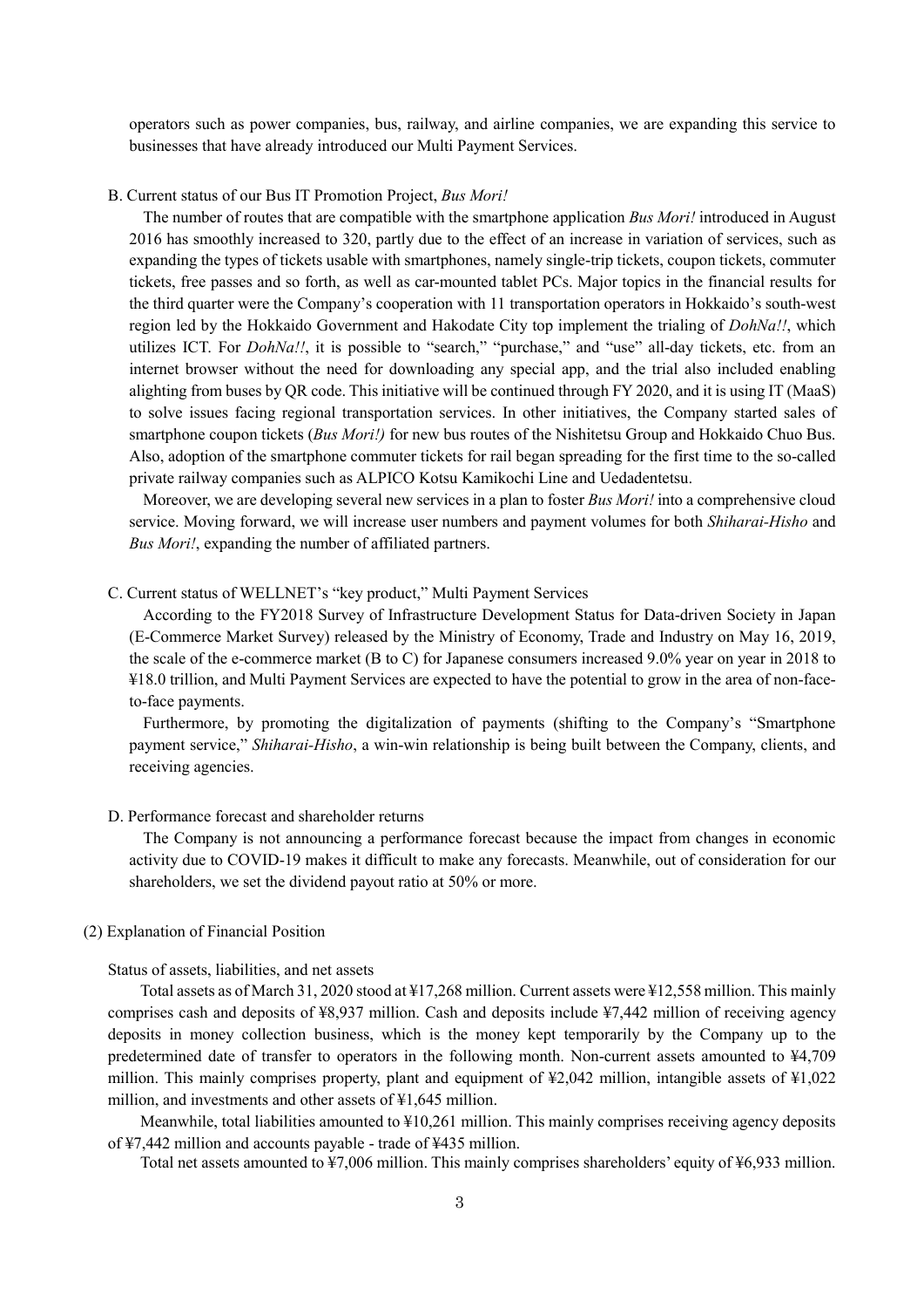operators such as power companies, bus, railway, and airline companies, we are expanding this service to businesses that have already introduced our Multi Payment Services.

B. Current status of our Bus IT Promotion Project, *Bus Mori!*

The number of routes that are compatible with the smartphone application *Bus Mori!* introduced in August 2016 has smoothly increased to 320, partly due to the effect of an increase in variation of services, such as expanding the types of tickets usable with smartphones, namely single-trip tickets, coupon tickets, commuter tickets, free passes and so forth, as well as car-mounted tablet PCs. Major topics in the financial results for the third quarter were the Company's cooperation with 11 transportation operators in Hokkaido's south-west region led by the Hokkaido Government and Hakodate City top implement the trialing of *DohNa!!*, which utilizes ICT. For *DohNa!!*, it is possible to "search," "purchase," and "use" all-day tickets, etc. from an internet browser without the need for downloading any special app, and the trial also included enabling alighting from buses by QR code. This initiative will be continued through FY 2020, and it is using IT (MaaS) to solve issues facing regional transportation services. In other initiatives, the Company started sales of smartphone coupon tickets (*Bus Mori!)* for new bus routes of the Nishitetsu Group and Hokkaido Chuo Bus. Also, adoption of the smartphone commuter tickets for rail began spreading for the first time to the so-called private railway companies such as ALPICO Kotsu Kamikochi Line and Uedadentetsu.

Moreover, we are developing several new services in a plan to foster *Bus Mori!* into a comprehensive cloud service. Moving forward, we will increase user numbers and payment volumes for both *Shiharai-Hisho* and *Bus Mori!*, expanding the number of affiliated partners.

C. Current status of WELLNET's "key product," Multi Payment Services

According to the FY2018 Survey of Infrastructure Development Status for Data-driven Society in Japan (E-Commerce Market Survey) released by the Ministry of Economy, Trade and Industry on May 16, 2019, the scale of the e-commerce market (B to C) for Japanese consumers increased 9.0% year on year in 2018 to ¥18.0 trillion, and Multi Payment Services are expected to have the potential to grow in the area of non-face-to-face payments.

Furthermore, by promoting the digitalization of payments (shifting to the Company's "Smartphone payment service," *Shiharai-Hisho*, a win-win relationship is being built between the Company, clients, and receiving agencies.

D. Performance forecast and shareholder returns

The Company is not announcing a performance forecast because the impact from changes in economic activity due to COVID-19 makes it difficult to make any forecasts. Meanwhile, out of consideration for our shareholders, we set the dividend payout ratio at 50% or more.

(2) Explanation of Financial Position

Status of assets, liabilities, and net assets

Total assets as of March 31, 2020 stood at ¥17,268 million. Current assets were ¥12,558 million. This mainly comprises cash and deposits of ¥8,937 million. Cash and deposits include ¥7,442 million of receiving agency deposits in money collection business, which is the money kept temporarily by the Company up to the predetermined date of transfer to operators in the following month. Non-current assets amounted to ¥4,709 million. This mainly comprises property, plant and equipment of ¥2,042 million, intangible assets of ¥1,022 million, and investments and other assets of ¥1,645 million.

Meanwhile, total liabilities amounted to ¥10,261 million. This mainly comprises receiving agency deposits of ¥7,442 million and accounts payable - trade of ¥435 million.

Total net assets amounted to ¥7,006 million. This mainly comprises shareholders' equity of ¥6,933 million.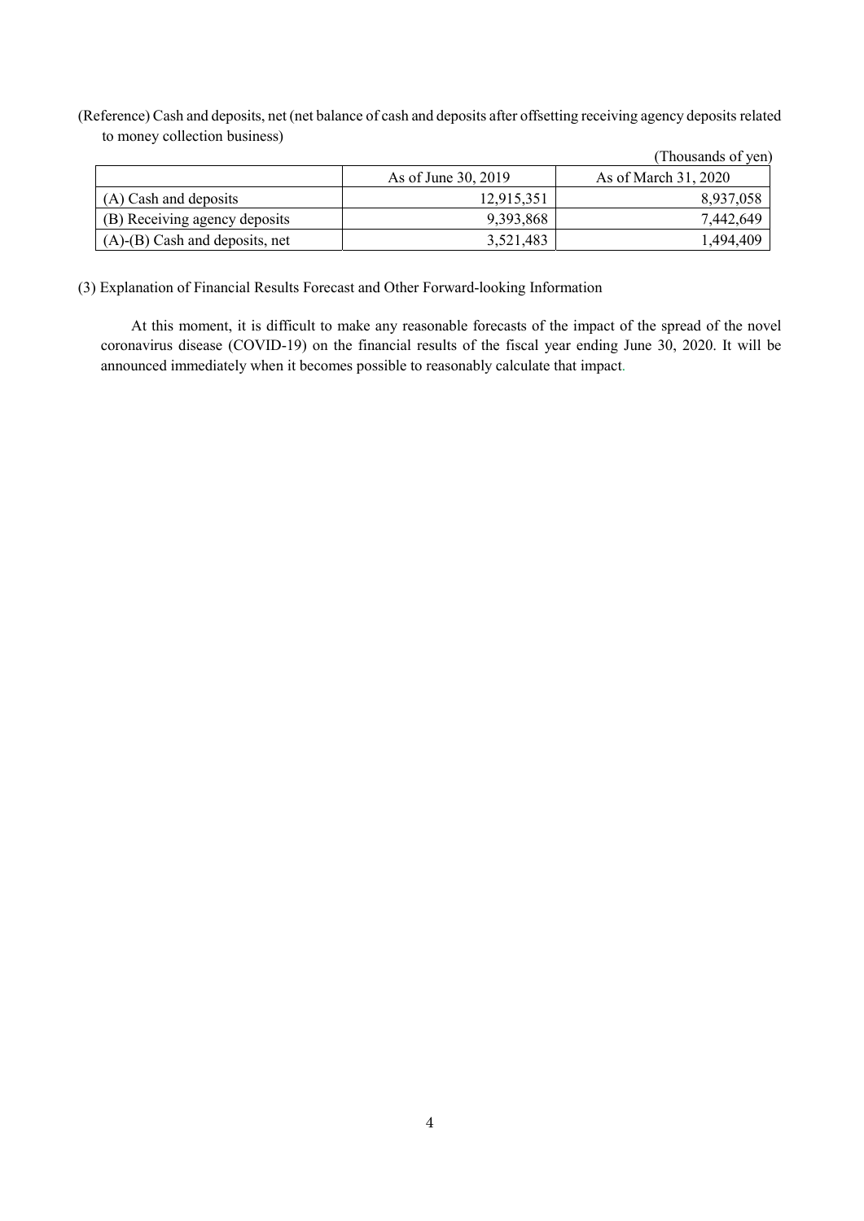(Reference) Cash and deposits, net (net balance of cash and deposits after offsetting receiving agency deposits related to money collection business)

(Thousands of yen)

| | As of June 30, 2019 | As of March 31, 2020 |
|---|---|---|
| (A) Cash and deposits | 12,915,351 | 8,937,058 |
| (B) Receiving agency deposits | 9,393,868 | 7,442,649 |
| (A)-(B) Cash and deposits, net | 3,521,483 | 1,494,409 |

(3) Explanation of Financial Results Forecast and Other Forward-looking Information

At this moment, it is difficult to make any reasonable forecasts of the impact of the spread of the novel coronavirus disease (COVID-19) on the financial results of the fiscal year ending June 30, 2020. It will be announced immediately when it becomes possible to reasonably calculate that impact.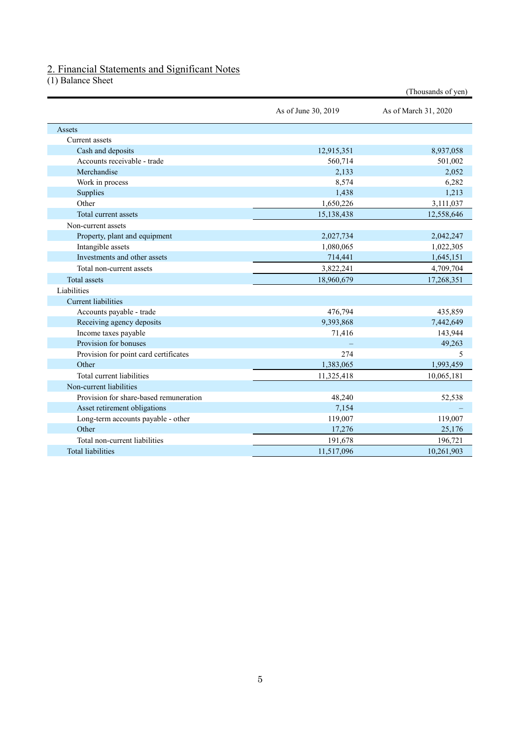## 2. Financial Statements and Significant Notes

(1) Balance Sheet

(Thousands of yen)

| | As of June 30, 2019 | As of March 31, 2020 |
|---|---|---|
| Assets | | |
| Current assets | | |
| Cash and deposits | 12,915,351 | 8,937,058 |
| Accounts receivable - trade | 560,714 | 501,002 |
| Merchandise | 2,133 | 2,052 |
| Work in process | 8,574 | 6,282 |
| Supplies | 1,438 | 1,213 |
| Other | 1,650,226 | 3,111,037 |
| Total current assets | 15,138,438 | 12,558,646 |
| Non-current assets | | |
| Property, plant and equipment | 2,027,734 | 2,042,247 |
| Intangible assets | 1,080,065 | 1,022,305 |
| Investments and other assets | 714,441 | 1,645,151 |
| Total non-current assets | 3,822,241 | 4,709,704 |
| Total assets | 18,960,679 | 17,268,351 |
| Liabilities | | |
| Current liabilities | | |
| Accounts payable - trade | 476,794 | 435,859 |
| Receiving agency deposits | 9,393,868 | 7,442,649 |
| Income taxes payable | 71,416 | 143,944 |
| Provision for bonuses | – | 49,263 |
| Provision for point card certificates | 274 | 5 |
| Other | 1,383,065 | 1,993,459 |
| Total current liabilities | 11,325,418 | 10,065,181 |
| Non-current liabilities | | |
| Provision for share-based remuneration | 48,240 | 52,538 |
| Asset retirement obligations | 7,154 | – |
| Long-term accounts payable - other | 119,007 | 119,007 |
| Other | 17,276 | 25,176 |
| Total non-current liabilities | 191,678 | 196,721 |
| Total liabilities | 11,517,096 | 10,261,903 |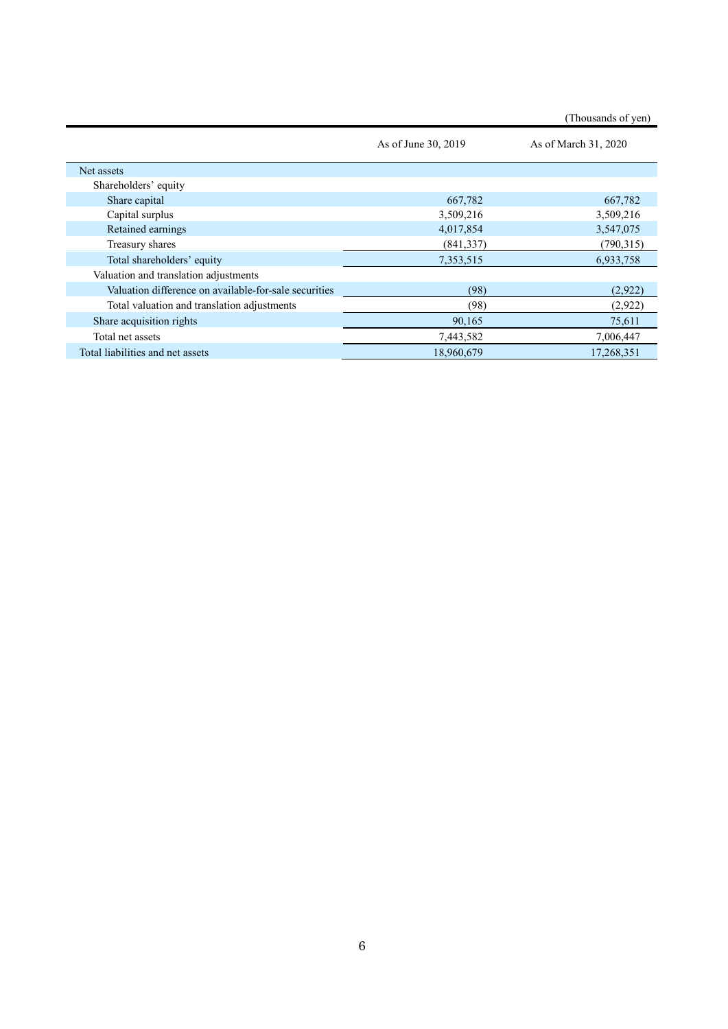(Thousands of yen)

| | As of June 30, 2019 | As of March 31, 2020 |
|---|---|---|
| Net assets | | |
| Shareholders' equity | | |
| Share capital | 667,782 | 667,782 |
| Capital surplus | 3,509,216 | 3,509,216 |
| Retained earnings | 4,017,854 | 3,547,075 |
| Treasury shares | (841,337) | (790,315) |
| Total shareholders' equity | 7,353,515 | 6,933,758 |
| Valuation and translation adjustments | | |
| Valuation difference on available-for-sale securities | (98) | (2,922) |
| Total valuation and translation adjustments | (98) | (2,922) |
| Share acquisition rights | 90,165 | 75,611 |
| Total net assets | 7,443,582 | 7,006,447 |
| Total liabilities and net assets | 18,960,679 | 17,268,351 |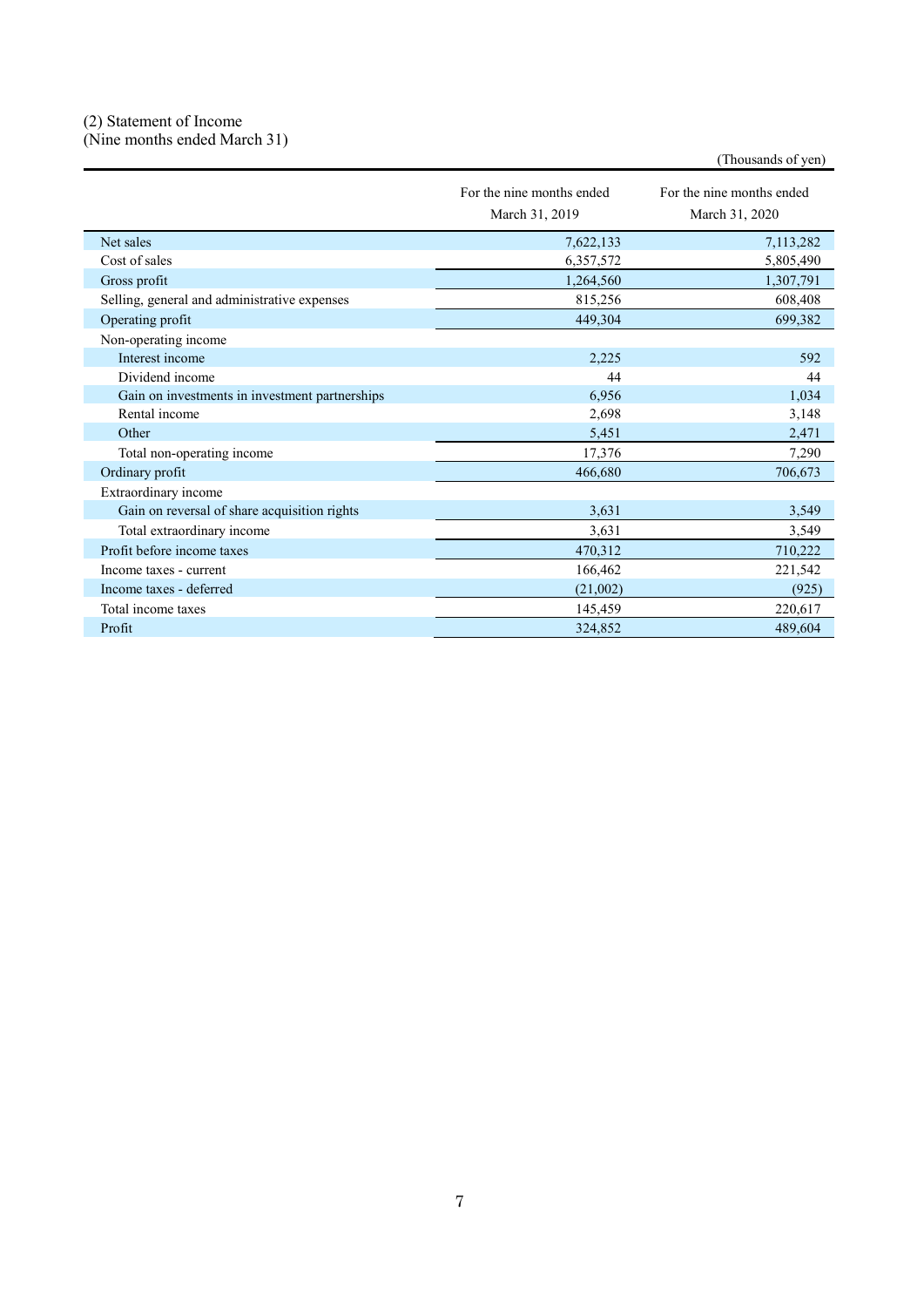(2) Statement of Income
(Nine months ended March 31)

(Thousands of yen)

| | For the nine months ended March 31, 2019 | For the nine months ended March 31, 2020 |
|---|---|---|
| Net sales | 7,622,133 | 7,113,282 |
| Cost of sales | 6,357,572 | 5,805,490 |
| Gross profit | 1,264,560 | 1,307,791 |
| Selling, general and administrative expenses | 815,256 | 608,408 |
| Operating profit | 449,304 | 699,382 |
| Non-operating income | | |
| Interest income | 2,225 | 592 |
| Dividend income | 44 | 44 |
| Gain on investments in investment partnerships | 6,956 | 1,034 |
| Rental income | 2,698 | 3,148 |
| Other | 5,451 | 2,471 |
| Total non-operating income | 17,376 | 7,290 |
| Ordinary profit | 466,680 | 706,673 |
| Extraordinary income | | |
| Gain on reversal of share acquisition rights | 3,631 | 3,549 |
| Total extraordinary income | 3,631 | 3,549 |
| Profit before income taxes | 470,312 | 710,222 |
| Income taxes - current | 166,462 | 221,542 |
| Income taxes - deferred | (21,002) | (925) |
| Total income taxes | 145,459 | 220,617 |
| Profit | 324,852 | 489,604 |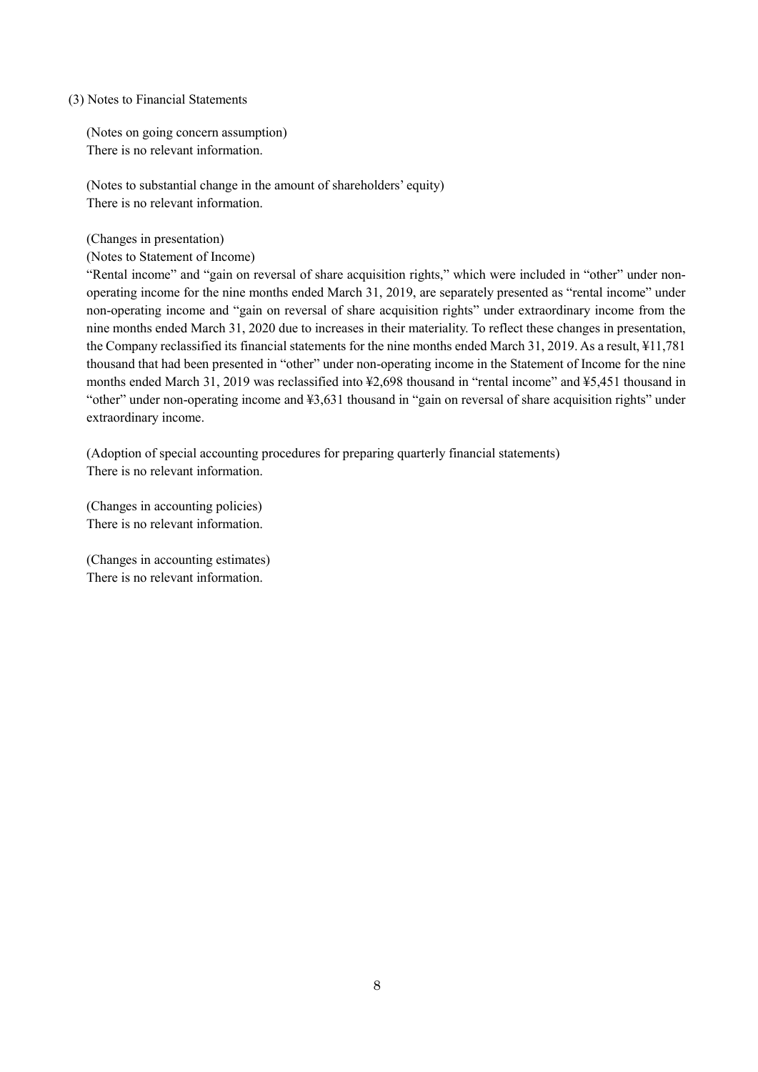### (3) Notes to Financial Statements

(Notes on going concern assumption)
There is no relevant information.

(Notes to substantial change in the amount of shareholders' equity)
There is no relevant information.

(Changes in presentation)
(Notes to Statement of Income)
"Rental income" and "gain on reversal of share acquisition rights," which were included in "other" under non-operating income for the nine months ended March 31, 2019, are separately presented as "rental income" under non-operating income and "gain on reversal of share acquisition rights" under extraordinary income from the nine months ended March 31, 2020 due to increases in their materiality. To reflect these changes in presentation, the Company reclassified its financial statements for the nine months ended March 31, 2019. As a result, ¥11,781 thousand that had been presented in "other" under non-operating income in the Statement of Income for the nine months ended March 31, 2019 was reclassified into ¥2,698 thousand in "rental income" and ¥5,451 thousand in "other" under non-operating income and ¥3,631 thousand in "gain on reversal of share acquisition rights" under extraordinary income.

(Adoption of special accounting procedures for preparing quarterly financial statements)
There is no relevant information.

(Changes in accounting policies)
There is no relevant information.

(Changes in accounting estimates)
There is no relevant information.